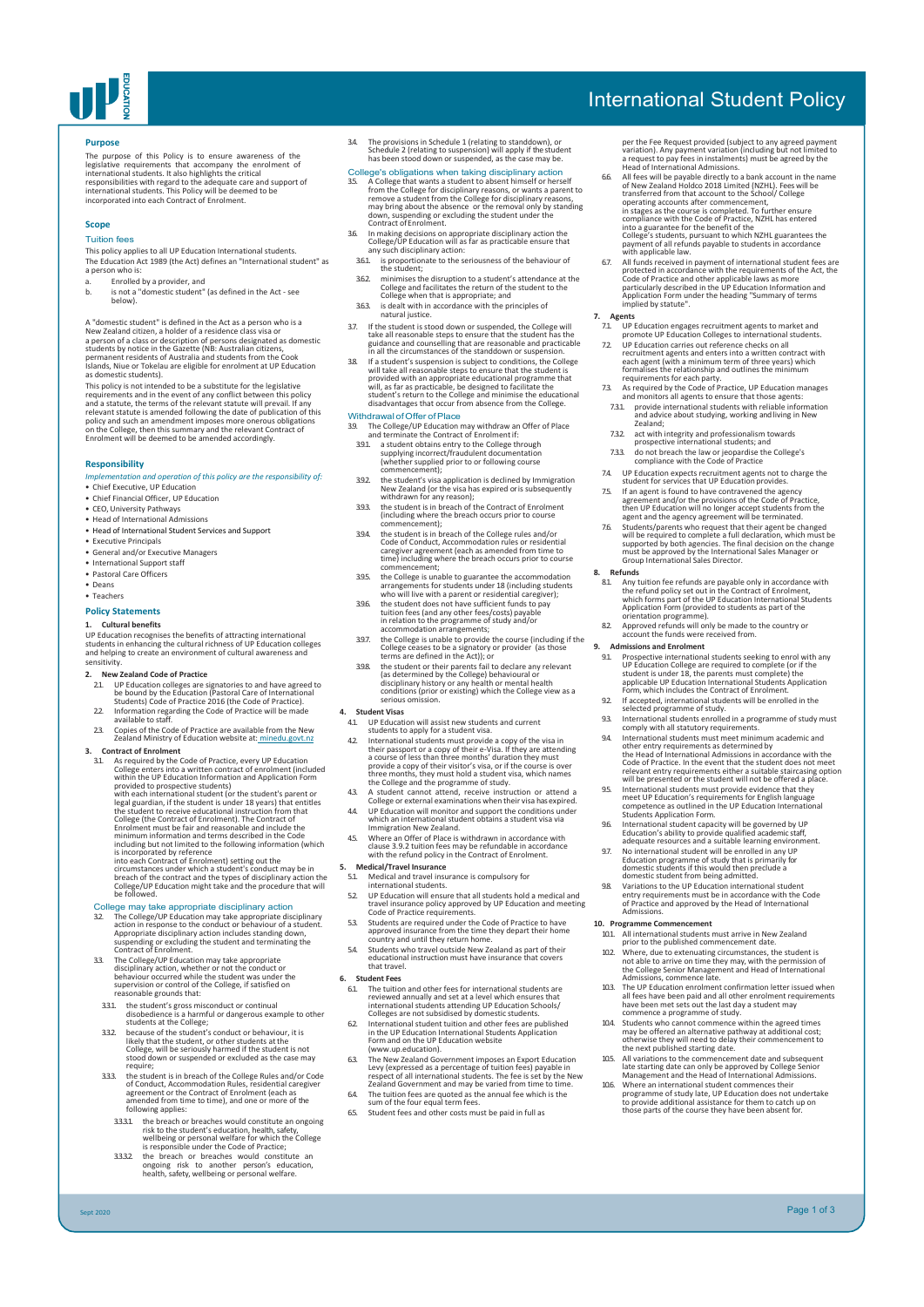# International Student Policy

## Purpose

The purpose of this Policy is to ensure awareness of the legislative requirements that accompany the enrolment of international students. It also highlights the critical responsibilities with regard to the adequate care and support of international students. This Policy will be deemed to be incorporated into each Contract of Enrolment.

## Scope

### Tuition fees

This policy applies to all UP Education International students.
The Education Act 1989 (the Act) defines an "International student" as a person who is:

a. Enrolled by a provider, and
b. is not a "domestic student" (as defined in the Act - see below).

A "domestic student" is defined in the Act as a person who is a New Zealand citizen, a holder of a residence class visa or a person of a class or description of persons designated as domestic students by notice in the Gazette (NB: Australian citizens, permanent residents of Australia and students from the Cook Islands, Niue or Tokelau are eligible for enrolment at UP Education as domestic students).

This policy is not intended to be a substitute for the legislative requirements and in the event of any conflict between this policy and a statute, the terms of the relevant statute will prevail. If any relevant statute is amended following the date of publication of this policy and such an amendment imposes more onerous obligations on the College, then this summary and the relevant Contract of Enrolment will be deemed to be amended accordingly.

## Responsibility

*Implementation and operation of this policy are the responsibility of:*

- Chief Executive, UP Education
- Chief Financial Officer, UP Education
- CEO, University Pathways
- Head of International Admissions
- Head of International Student Services and Support
- Executive Principals
- General and/or Executive Managers
- International Support staff
- Pastoral Care Officers
- Deans
- Teachers

## Policy Statements

### 1. Cultural benefits

UP Education recognises the benefits of attracting international students in enhancing the cultural richness of UP Education colleges and helping to create an environment of cultural awareness and sensitivity.

### 2. New Zealand Code of Practice

2.1. UP Education colleges are signatories to and have agreed to be bound by the Education (Pastoral Care of International Students) Code of Practice 2016 (the Code of Practice).

2.2. Information regarding the Code of Practice will be made available to staff.

2.3. Copies of the Code of Practice are available from the New Zealand Ministry of Education website at: minedu.govt.nz

### 3. Contract of Enrolment

3.1. As required by the Code of Practice, every UP Education College enters into a written contract of enrolment (included within the UP Education Information and Application Form provided to prospective students) with each international student (or the student's parent or legal guardian, if the student is under 18 years) that entitles the student to receive educational instruction from that College (the Contract of Enrolment). The Contract of Enrolment must be fair and reasonable and include the minimum information and terms described in the Code including but not limited to the following information (which is incorporated by reference into each Contract of Enrolment) setting out the circumstances under which a student's conduct may be in breach of the contract and the types of disciplinary action the College/UP Education might take and the procedure that will be followed.

#### College may take appropriate disciplinary action

3.2. The College/UP Education may take appropriate disciplinary action in response to the conduct or behaviour of a student. Appropriate disciplinary action includes standing down, suspending or excluding the student and terminating the Contract of Enrolment.

3.3. The College/UP Education may take appropriate disciplinary action, whether or not the conduct or behaviour occurred while the student was under the supervision or control of the College, if satisfied on reasonable grounds that:

3.3.1. the student's gross misconduct or continual disobedience is a harmful or dangerous example to other students at the College;

3.3.2. because of the student's conduct or behaviour, it is likely that the student, or other students at the College, will be seriously harmed if the student is not stood down or suspended or excluded as the case may require;

3.3.3. the student is in breach of the College Rules and/or Code of Conduct, Accommodation Rules, residential caregiver agreement or the Contract of Enrolment (each as amended from time to time), and one or more of the following applies:

3.3.3.1. the breach or breaches would constitute an ongoing risk to the student's education, health, safety, wellbeing or personal welfare for which the College is responsible under the Code of Practice;

3.3.3.2. the breach or breaches would constitute an ongoing risk to another person's education, health, safety, wellbeing or personal welfare.

3.4. The provisions in Schedule 1 (relating to standdown), or Schedule 2 (relating to suspension) will apply if the student has been stood down or suspended, as the case may be.

#### College's obligations when taking disciplinary action

3.5. A College that wants a student to absent himself or herself from the College for disciplinary reasons, or wants a parent to remove a student from the College for disciplinary reasons, may bring about the absence or the removal only by standing down, suspending or excluding the student under the Contract of Enrolment.

3.6. In making decisions on appropriate disciplinary action the College/UP Education will as far as practicable ensure that any such disciplinary action:

3.6.1. is proportionate to the seriousness of the behaviour of the student;

3.6.2. minimises the disruption to a student's attendance at the College and facilitates the return of the student to the College when that is appropriate; and

3.6.3. is dealt with in accordance with the principles of natural justice.

3.7. If the student is stood down or suspended, the College will take all reasonable steps to ensure that the student has the guidance and counselling that are reasonable and practicable in all the circumstances of the standdown or suspension.

3.8. If a student's suspension is subject to conditions, the College will take all reasonable steps to ensure that the student is provided with an appropriate educational programme that will, as far as is practicable, be designed to facilitate the student's return to the College and minimise the educational disadvantages that occur from absence from the College.

#### Withdrawal of Offer of Place

3.9. The College/UP Education may withdraw an Offer of Place and terminate the Contract of Enrolment if:

3.9.1. a student obtains entry to the College through supplying incorrect/fraudulent documentation (whether supplied prior to or following course commencement);

3.9.2. the student's visa application is declined by Immigration New Zealand (or the visa has expired or is subsequently withdrawn for any reason);

3.9.3. the student is in breach of the Contract of Enrolment (including where the breach occurs prior to course commencement);

3.9.4. the student is in breach of the College rules and/or Code of Conduct, Accommodation rules or residential caregiver agreement (each as amended from time to time) including where the breach occurs prior to course commencement;

3.9.5. the College is unable to guarantee the accommodation arrangements for students under 18 (including students who will live with a parent or residential caregiver);

3.9.6. the student does not have sufficient funds to pay tuition fees (and any other fees/costs) payable in relation to the programme of study and/or accommodation arrangements;

3.9.7. the College is unable to provide the course (including if the College ceases to be a signatory or provider (as those terms are defined in the Act)); or

3.9.8. the student or their parents fail to declare any relevant (as determined by the College) behavioural or disciplinary history or any health or mental health conditions (prior or existing) which the College view as a serious omission.

### 4. Student Visas

4.1. UP Education will assist new students and current students to apply for a student visa.

4.2. International students must provide a copy of the visa in their passport or a copy of their e-Visa. If they are attending a course of less than three months' duration they must provide a copy of their visitor's visa, or if the course is over three months, they must hold a student visa, which names the College and the programme of study.

4.3. A student cannot attend, receive instruction or attend a College or external examinations when their visa has expired.

4.4. UP Education will monitor and support the students under which an international student obtains a student visa via Immigration New Zealand.

4.5. Where an Offer of Place is withdrawn in accordance with clause 3.9.2 tuition fees may be refundable in accordance with the refund policy in the Contract of Enrolment.

### 5. Medical/Travel Insurance

5.1. Medical and travel insurance is compulsory for international students.

5.2. UP Education will ensure that all students hold a medical and travel insurance policy approved by UP Education and meeting Code of Practice requirements.

5.3. Students are required under the Code of Practice to have approved insurance from the time they depart their home country and until they return home.

5.4. Students who travel outside New Zealand as part of their educational instruction must have insurance that covers that travel.

### 6. Student Fees

6.1. The tuition and other fees for international students are reviewed annually and set at a level which ensures that international students attending UP Education Schools/Colleges are not subsidised by domestic students.

6.2. International student tuition and other fees are published in the UP Education International Students Application Form and on the UP Education website (www.up.education).

6.3. The New Zealand Government imposes an Export Education Levy (expressed as a percentage of tuition fees) payable in respect of all international students. The fee is set by the New Zealand Government and may be varied from time to time.

6.4. The tuition fees are quoted as the annual fee which is the sum of the four equal term fees.

6.5. Student fees and other costs must be paid in full as per the Fee Request provided (subject to any agreed payment variation). Any payment variation (including but not limited to a request to pay fees in instalments) must be agreed by the Head of International Admissions.

6.6. All fees will be payable directly to a bank account in the name of New Zealand Holdco 2018 Limited (NZHL). Fees will be transferred from that account to the School/ College operating accounts after commencement, in stages as the course is completed. To further ensure compliance with the Code of Practice, NZHL has entered into a guarantee for the benefit of the College's students, pursuant to which NZHL guarantees the payment of all refunds payable to students in accordance with applicable law.

6.7. All funds received in payment of international student fees are protected in accordance with the requirements of the Act, the Code of Practice and other applicable laws as more particularly described in the UP Education Information and Application Form under the heading "Summary of terms implied by statute".

### 7. Agents

7.1. UP Education engages recruitment agents to market and promote UP Education Colleges to international students.

7.2. UP Education carries out reference checks on all recruitment agents and enters into a written contract with each agent (with a minimum term of three years) which formalises the relationship and outlines the minimum requirements for each party.

7.3. As required by the Code of Practice, UP Education manages and monitors all agents to ensure that those agents:

7.3.1. provide international students with reliable information and advice about studying, working and living in New Zealand;

7.3.2. act with integrity and professionalism towards prospective international students; and

7.3.3. do not breach the law or jeopardise the College's compliance with the Code of Practice

7.4. UP Education expects recruitment agents not to charge the student for services that UP Education provides.

7.5. If an agent is found to have contravened the agency agreement and/or the provisions of the Code of Practice, then UP Education will no longer accept students from the agent and the agency agreement will be terminated.

7.6. Students/parents who request that their agent be changed will be required to complete a full declaration, which must be supported by both agencies. The final decision on the change must be approved by the International Sales Manager or Group International Sales Director.

### 8. Refunds

8.1. Any tuition fee refunds are payable only in accordance with the refund policy set out in the Contract of Enrolment, which forms part of the UP Education International Students Application Form (provided to students as part of the orientation programme).

8.2. Approved refunds will only be made to the country or account the funds were received from.

### 9. Admissions and Enrolment

9.1. Prospective international students seeking to enrol with any UP Education College are required to complete (or if the student is under 18, the parents must complete) the applicable UP Education International Students Application Form, which includes the Contract of Enrolment.

9.2. If accepted, international students will be enrolled in the selected programme of study.

9.3. International students enrolled in a programme of study must comply with all statutory requirements.

9.4. International students must meet minimum academic and other entry requirements as determined by the Head of International Admissions in accordance with the Code of Practice. In the event that the student does not meet relevant entry requirements either a suitable staircasing option will be presented or the student will not be offered a place.

9.5. International students must provide evidence that they meet UP Education's requirements for English language competence as outlined in the UP Education International Students Application Form.

9.6. International student capacity will be governed by UP Education's ability to provide qualified academic staff, adequate resources and a suitable learning environment.

9.7. No international student will be enrolled in any UP Education programme of study that is primarily for domestic students if this would then preclude a domestic student from being admitted.

9.8. Variations to the UP Education international student entry requirements must be in accordance with the Code of Practice and approved by the Head of International Admissions.

### 10. Programme Commencement

10.1. All international students must arrive in New Zealand prior to the published commencement date.

10.2. Where, due to extenuating circumstances, the student is not able to arrive on time they may, with the permission of the College Senior Management and Head of International Admissions, commence late.

10.3. The UP Education enrolment confirmation letter issued when all fees have been paid and all other enrolment requirements have been met sets out the last day a student may commence a programme of study.

10.4. Students who cannot commence within the agreed times may be offered an alternative pathway at additional cost; otherwise they will need to delay their commencement to the next published starting date.

10.5. All variations to the commencement date and subsequent late starting date can only be approved by College Senior Management and the Head of International Admissions.

10.6. Where an international student commences their programme of study late, UP Education does not undertake to provide additional assistance for them to catch up on those parts of the course they have been absent for.

Sept 2020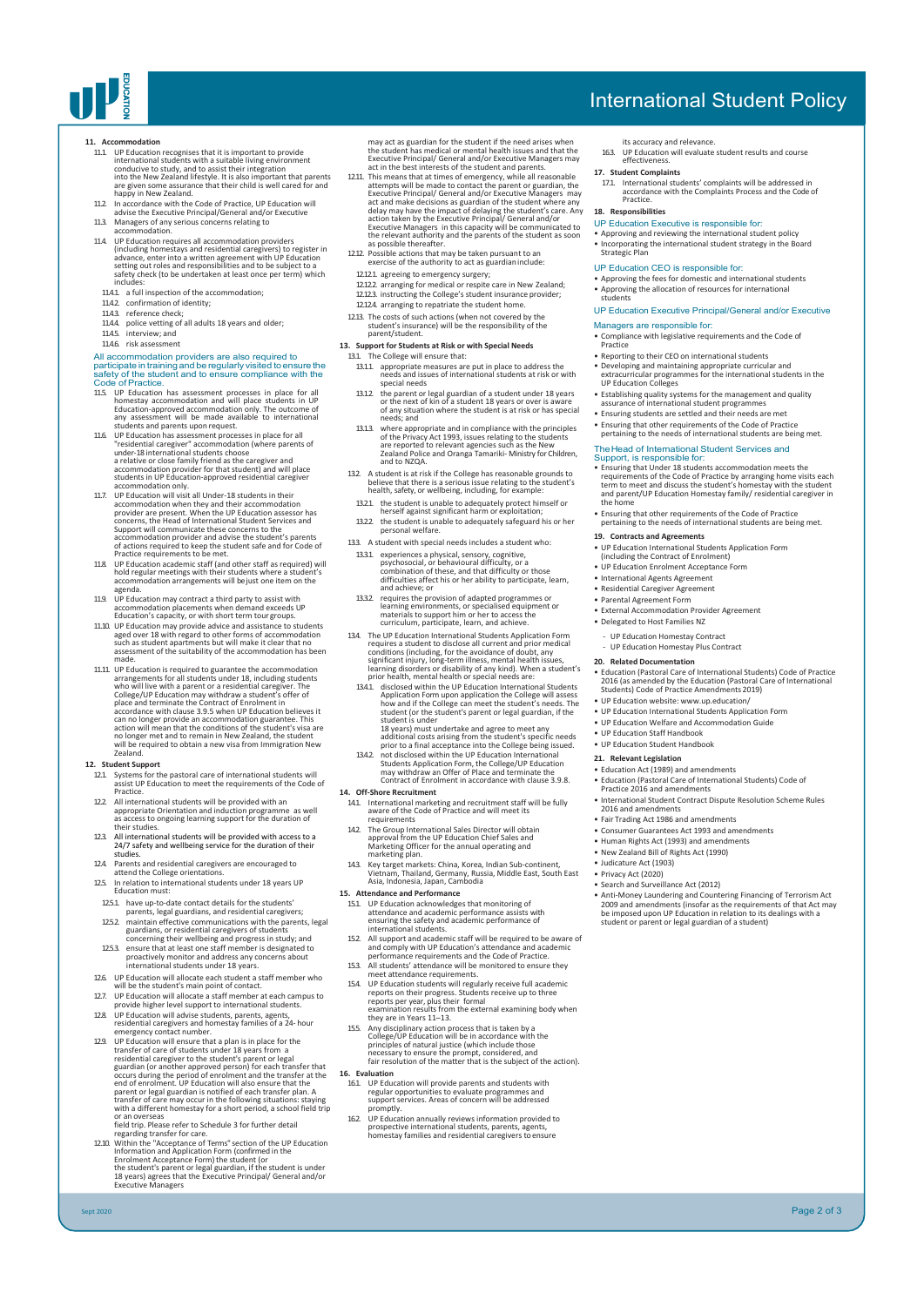## 11. Accommodation

11.1. UP Education recognises that it is important to provide international students with a suitable living environment conducive to study, and to assist their integration into the New Zealand lifestyle. It is also important that parents are given some assurance that their child is well cared for and happy in New Zealand.

11.2. In accordance with the Code of Practice, UP Education will advise the Executive Principal/General and/or Executive Managers of any serious concerns relating to accommodation.

11.4. UP Education requires all accommodation providers (including homestays and residential caregivers) to register in advance, enter into a written agreement with UP Education setting out roles and responsibilities and to be subject to a safety check (to be undertaken at least once per term) which includes:

- 11.4.1. a full inspection of the accommodation;
- 11.4.2. confirmation of identity;
- 11.4.3. reference check;
- 11.4.4. police vetting of all adults 18 years and older;
- 11.4.5. interview; and
- 11.4.6. risk assessment

All accommodation providers are also required to participate in training and be regularly visited to ensure the safety of the student and to ensure compliance with the Code of Practice.

11.5. UP Education has assessment processes in place for all homestay accommodation and will place students in UP Education-approved accommodation only. The outcome of any assessment will be made available to international students and parents upon request.

11.6. UP Education has assessment processes in place for all "residential caregiver" accommodation (where parents of under-18 international students choose a relative or close family friend as the caregiver and accommodation provider for that student) and will place students in UP Education-approved residential caregiver accommodation only.

11.7. UP Education will visit all Under-18 students in their accommodation when they and their accommodation provider are present. When the UP Education assessor has concerns, the Head of International Student Services and Support will communicate these concerns to the accommodation provider and advise the student's parents of actions required to keep the student safe and for Code of Practice requirements to be met.

11.8. UP Education academic staff (and other staff as required) will hold regular meetings with their students where a student's accommodation arrangements will be just one item on the agenda.

11.9. UP Education may contract a third party to assist with accommodation placements when demand exceeds UP Education's capacity, or with short term tour groups.

11.10. UP Education may provide advice and assistance to students aged over 18 with regard to other forms of accommodation such as student apartments but will make it clear that no assessment of the suitability of the accommodation has been made.

11.11. UP Education is required to guarantee the accommodation arrangements for all students under 18, including students who will live with a parent or a residential caregiver. The College/UP Education may withdraw a student's offer of place and terminate the Contract of Enrolment in accordance with clause 3.9.5 when UP Education believes it can no longer provide an accommodation guarantee. This action will mean that the conditions of the student's visa are no longer met and to remain in New Zealand, the student will be required to obtain a new visa from Immigration New Zealand.

## 12. Student Support

12.1. Systems for the pastoral care of international students will assist UP Education to meet the requirements of the Code of Practice.

12.2. All international students will be provided with an appropriate Orientation and induction programme as well as access to ongoing learning support for the duration of their studies.

12.3. All international students will be provided with access to a 24/7 safety and wellbeing service for the duration of their studies.

12.4. Parents and residential caregivers are encouraged to attend the College orientations.

12.5. In relation to international students under 18 years UP Education must:

- 12.5.1. have up-to-date contact details for the students' parents, legal guardians, and residential caregivers;
- 12.5.2. maintain effective communications with the parents, legal guardians, or residential caregivers of students concerning their wellbeing and progress in study; and
- 12.5.3. ensure that at least one staff member is designated to proactively monitor and address any concerns about international students under 18 years.

12.6. UP Education will allocate each student a staff member who will be the student's main point of contact.

12.7. UP Education will allocate a staff member at each campus to provide higher level support to international students.

12.8. UP Education will advise students, parents, agents, residential caregivers and homestay families of a 24- hour emergency contact number.

12.9. UP Education will ensure that a plan is in place for the transfer of care of students under 18 years from a residential caregiver to the student's parent or legal guardian (or another approved person) for each transfer that occurs during the period of enrolment and the transfer at the end of enrolment. UP Education will also ensure that the parent or legal guardian is notified of each transfer plan. A transfer of care may occur in the following situations: staying with a different homestay for a short period, a school field trip or an overseas field trip. Please refer to Schedule 3 for further detail regarding transfer for care.

12.10. Within the "Acceptance of Terms" section of the UP Education Information and Application Form (confirmed in the Enrolment Acceptance Form) the student (or the student's parent or legal guardian, if the student is under 18 years) agrees that the Executive Principal/ General and/or Executive Managers may act as guardian for the student if the need arises when the student has medical or mental health issues and that the Executive Principal/ General and/or Executive Managers may act in the best interests of the student and parents.

12.11. This means that at times of emergency, while all reasonable attempts will be made to contact the parent or guardian, the Executive Principal/ General and/or Executive Managers may act and make decisions as guardian of the student where any delay may have the impact of delaying the student's care. Any action taken by the Executive Principal/ General and/or Executive Managers in this capacity will be communicated to the relevant authority and the parents of the student as soon as possible thereafter.

12.12. Possible actions that may be taken pursuant to an exercise of the authority to act as guardian include:

- 12.12.1. agreeing to emergency surgery;
- 12.12.2. arranging for medical or respite care in New Zealand;
- 12.12.3. instructing the College's student insurance provider;
- 12.12.4. arranging to repatriate the student home.

12.13. The costs of such actions (when not covered by the student's insurance) will be the responsibility of the parent/student.

## 13. Support for Students at Risk or with Special Needs

13.1. The College will ensure that:

- 13.1.1. appropriate measures are put in place to address the needs and issues of international students at risk or with special needs
- 13.1.2. the parent or legal guardian of a student under 18 years or the next of kin of a student 18 years or over is aware of any situation where the student is at risk or has special needs; and
- 13.1.3. where appropriate and in compliance with the principles of the Privacy Act 1993, issues relating to the students are reported to relevant agencies such as the New Zealand Police and Oranga Tamariki- Ministry for Children, and to NZQA.

13.2. A student is at risk if the College has reasonable grounds to believe that there is a serious issue relating to the student's health, safety, or wellbeing, including, for example:

- 13.2.1. the student is unable to adequately protect himself or herself against significant harm or exploitation;
- 13.2.2. the student is unable to adequately safeguard his or her personal welfare.

13.3. A student with special needs includes a student who:

- 13.3.1. experiences a physical, sensory, cognitive, psychosocial, or behavioural difficulty, or a combination of these, and that difficulty or those difficulties affect his or her ability to participate, learn, and achieve; or
- 13.3.2. requires the provision of adapted programmes or learning environments, or specialised equipment or materials to support him or her to access the curriculum, participate, learn, and achieve.

13.4. The UP Education International Students Application Form requires a student to disclose all current and prior medical conditions (including, for the avoidance of doubt, any significant injury, long-term illness, mental health issues, learning disorders or disability of any kind). When a student's prior health, mental health or special needs are:

- 13.4.1. disclosed within the UP Education International Students Application Form upon application the College will assess how and if the College can meet the student's needs. The student (or the student's parent or legal guardian, if the student is under 18 years) must undertake and agree to meet any additional costs arising from the student's specific needs prior to a final acceptance into the College being issued.
- 13.4.2. not disclosed within the UP Education International Students Application Form, the College/UP Education may withdraw an Offer of Place and terminate the Contract of Enrolment in accordance with clause 3.9.8.

## 14. Off-Shore Recruitment

14.1. International marketing and recruitment staff will be fully aware of the Code of Practice and will meet its requirements

14.2. The Group International Sales Director will obtain approval from the UP Education Chief Sales and Marketing Officer for the annual operating and marketing plan.

14.3. Key target markets: China, Korea, Indian Sub-continent, Vietnam, Thailand, Germany, Russia, Middle East, South East Asia, Indonesia, Japan, Cambodia

## 15. Attendance and Performance

15.1. UP Education acknowledges that monitoring of attendance and academic performance assists with ensuring the safety and academic performance of international students.

15.2. All support and academic staff will be required to be aware of and comply with UP Education's attendance and academic performance requirements and the Code of Practice.

15.3. All students' attendance will be monitored to ensure they meet attendance requirements.

15.4. UP Education students will regularly receive full academic reports on their progress. Students receive up to three reports per year, plus their formal examination results from the external examining body when they are in Years 11–13.

15.5. Any disciplinary action process that is taken by a College/UP Education will be in accordance with the principles of natural justice (which include those necessary to ensure the prompt, considered, and fair resolution of the matter that is the subject of the action).

## 16. Evaluation

16.1. UP Education will provide parents and students with regular opportunities to evaluate programmes and support services. Areas of concern will be addressed promptly.

16.2. UP Education annually reviews information provided to prospective international students, parents, agents, homestay families and residential caregivers to ensure its accuracy and relevance.

16.3. UP Education will evaluate student results and course effectiveness.

## 17. Student Complaints

17.1. International students' complaints will be addressed in accordance with the Complaints Process and the Code of Practice.

## 18. Responsibilities

### UP Education Executive is responsible for:

- Approving and reviewing the international student policy
- Incorporating the international student strategy in the Board Strategic Plan

### UP Education CEO is responsible for:

- Approving the fees for domestic and international students
- Approving the allocation of resources for international students

### UP Education Executive Principal/General and/or Executive Managers are responsible for:

- Compliance with legislative requirements and the Code of Practice
- Reporting to their CEO on international students
- Developing and maintaining appropriate curricular and extracurricular programmes for the international students in the UP Education Colleges
- Establishing quality systems for the management and quality assurance of international student programmes
- Ensuring students are settled and their needs are met
- Ensuring that other requirements of the Code of Practice pertaining to the needs of international students are being met.

### The Head of International Student Services and Support, is responsible for:

- Ensuring that Under 18 students accommodation meets the requirements of the Code of Practice by arranging home visits each term to meet and discuss the student's homestay with the student and parent/UP Education Homestay family/ residential caregiver in the home
- Ensuring that other requirements of the Code of Practice pertaining to the needs of international students are being met.

## 19. Contracts and Agreements

- UP Education International Students Application Form (including the Contract of Enrolment)
- UP Education Enrolment Acceptance Form
- International Agents Agreement
- Residential Caregiver Agreement
- Parental Agreement Form
- External Accommodation Provider Agreement
- Delegated to Host Families NZ
  - UP Education Homestay Contract
  - UP Education Homestay Plus Contract

## 20. Related Documentation

- Education (Pastoral Care of International Students) Code of Practice 2016 (as amended by the Education (Pastoral Care of International Students) Code of Practice Amendments 2019)
- UP Education website: www.up.education/
- UP Education International Students Application Form
- UP Education Welfare and Accommodation Guide
- UP Education Staff Handbook
- UP Education Student Handbook

## 21. Relevant Legislation

- Education Act (1989) and amendments
- Education (Pastoral Care of International Students) Code of Practice 2016 and amendments
- International Student Contract Dispute Resolution Scheme Rules 2016 and amendments
- Fair Trading Act 1986 and amendments
- Consumer Guarantees Act 1993 and amendments
- Human Rights Act (1993) and amendments
- New Zealand Bill of Rights Act (1990)
- Judicature Act (1903)
- Privacy Act (2020)
- Search and Surveillance Act (2012)
- Anti-Money Laundering and Countering Financing of Terrorism Act 2009 and amendments (insofar as the requirements of that Act may be imposed upon UP Education in relation to its dealings with a student or parent or legal guardian of a student)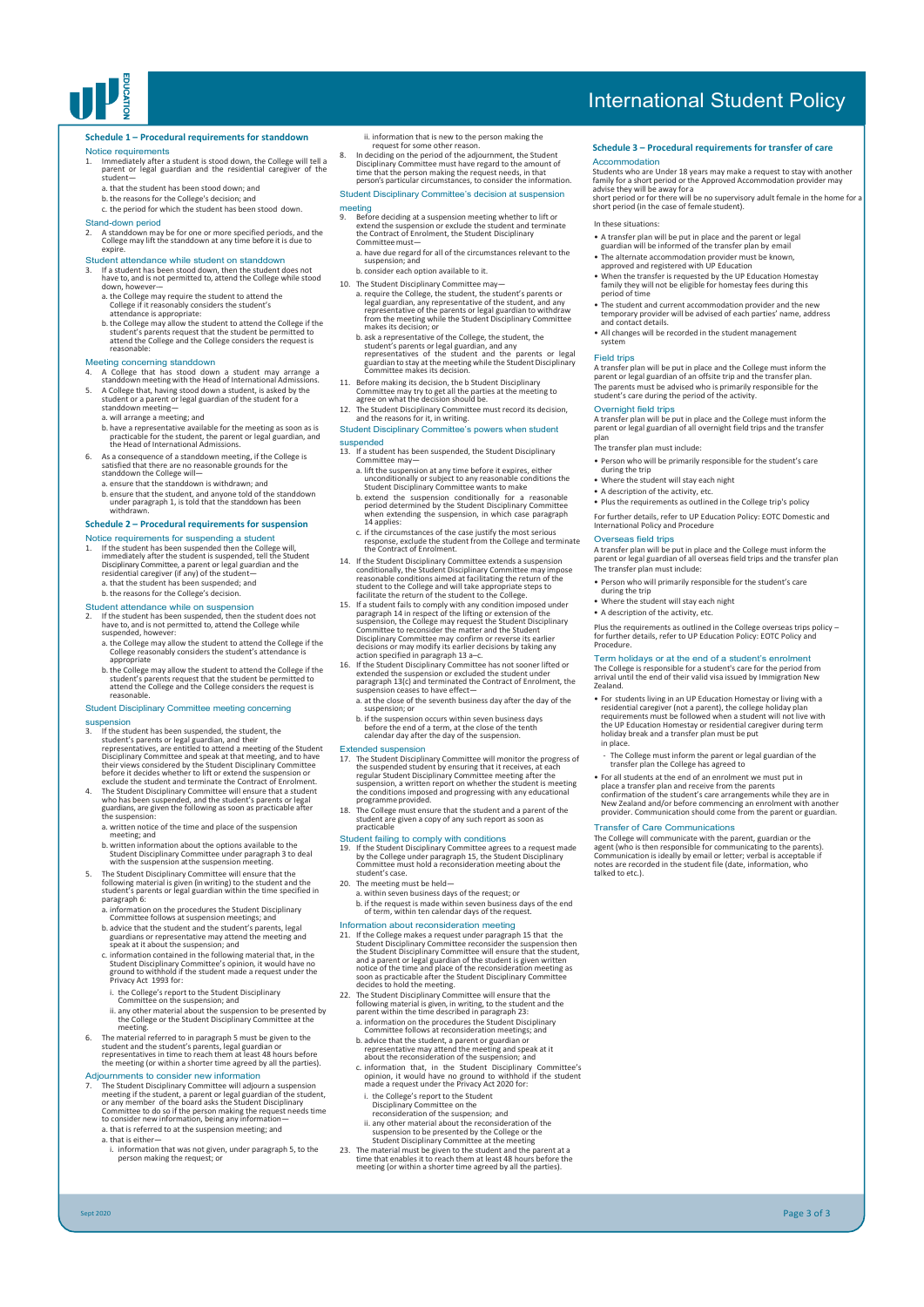# International Student Policy

## Schedule 1 – Procedural requirements for standdown

### Notice requirements

1. Immediately after a student is stood down, the College will tell a parent or legal guardian and the residential caregiver of the student—
   a. that the student has been stood down; and
   b. the reasons for the College's decision; and
   c. the period for which the student has been stood down.

### Stand-down period

2. A standdown may be for one or more specified periods, and the College may lift the standdown at any time before it is due to expire.

### Student attendance while student on standdown

3. If a student has been stood down, then the student does not have to, and is not permitted to, attend the College while stood down, however—
   a. the College may require the student to attend the College if it reasonably considers the student's attendance is appropriate:
   b. the College may allow the student to attend the College if the student's parents request that the student be permitted to attend the College and the College considers the request is reasonable:

### Meeting concerning standdown

4. A College that has stood down a student may arrange a standdown meeting with the Head of International Admissions.
5. A College that, having stood down a student, is asked by the student or a parent or legal guardian of the student for a standdown meeting—
   a. will arrange a meeting; and
   b. have a representative available for the meeting as soon as is practicable for the student, the parent or legal guardian, and the Head of International Admissions.
6. As a consequence of a standdown meeting, if the College is satisfied that there are no reasonable grounds for the standdown the College will—
   a. ensure that the standdown is withdrawn; and
   b. ensure that the student, and anyone told of the standdown under paragraph 1, is told that the standdown has been withdrawn.

## Schedule 2 – Procedural requirements for suspension

### Notice requirements for suspending a student

1. If the student has been suspended then the College will, immediately after the student is suspended, tell the Student Disciplinary Committee, a parent or legal guardian and the residential caregiver (if any) of the student—
   a. that the student has been suspended; and
   b. the reasons for the College's decision.

### Student attendance while on suspension

2. If the student has been suspended, then the student does not have to, and is not permitted to, attend the College while suspended, however:
   a. the College may allow the student to attend the College if the College reasonably considers the student's attendance is appropriate
   b. the College may allow the student to attend the College if the student's parents request that the student be permitted to attend the College and the College considers the request is reasonable.

### Student Disciplinary Committee meeting concerning suspension

3. If the student has been suspended, the student, the student's parents or legal guardian, and their representatives, are entitled to attend a meeting of the Student Disciplinary Committee and speak at that meeting, and to have their views considered by the Student Disciplinary Committee before it decides whether to lift or extend the suspension or exclude the student and terminate the Contract of Enrolment.
4. The Student Disciplinary Committee will ensure that a student who has been suspended, and the student's parents or legal guardians, are given the following as soon as practicable after the suspension:
   a. written notice of the time and place of the suspension meeting; and
   b. written information about the options available to the Student Disciplinary Committee under paragraph 3 to deal with the suspension at the suspension meeting.
5. The Student Disciplinary Committee will ensure that the following material is given (in writing) to the student and the student's parents or legal guardian within the time specified in paragraph 6:
   a. information on the procedures the Student Disciplinary Committee follows at suspension meetings; and
   b. advice that the student and the student's parents, legal guardians or representative may attend the meeting and speak at it about the suspension; and
   c. information contained in the following material that, in the Student Disciplinary Committee's opinion, it would have no ground to withhold if the student made a request under the Privacy Act 1993 for:
      i. the College's report to the Student Disciplinary Committee on the suspension; and
      ii. any other material about the suspension to be presented by the College or the Student Disciplinary Committee at the meeting.
6. The material referred to in paragraph 5 must be given to the student and the student's parents, legal guardian or representatives in time to reach them at least 48 hours before the meeting (or within a shorter time agreed by all the parties).

### Adjournments to consider new information

7. The Student Disciplinary Committee will adjourn a suspension meeting if the student, a parent or legal guardian of the student, or any member of the board asks the Student Disciplinary Committee to do so if the person making the request needs time to consider new information, being any information—
   a. that is referred to at the suspension meeting; and
   a. that is either—
      i. information that was not given, under paragraph 5, to the person making the request; or
      ii. information that is new to the person making the request for some other reason.
8. In deciding on the period of the adjournment, the Student Disciplinary Committee must have regard to the amount of time that the person making the request needs, in that person's particular circumstances, to consider the information.

### Student Disciplinary Committee's decision at suspension meeting

9. Before deciding at a suspension meeting whether to lift or extend the suspension or exclude the student and terminate the Contract of Enrolment, the Student Disciplinary Committee must—
   a. have due regard for all of the circumstances relevant to the suspension; and
   b. consider each option available to it.
10. The Student Disciplinary Committee may—
    a. require the College, the student, the student's parents or legal guardian, any representative of the student, and any representative of the parents or legal guardian to withdraw from the meeting while the Student Disciplinary Committee makes its decision; or
    b. ask a representative of the College, the student, the student's parents or legal guardian, and any representatives of the student and the parents or legal guardian to stay at the meeting while the Student Disciplinary Committee makes its decision.
11. Before making its decision, the b Student Disciplinary Committee may try to get all the parties at the meeting to agree on what the decision should be.
12. The Student Disciplinary Committee must record its decision, and the reasons for it, in writing.

### Student Disciplinary Committee's powers when student suspended

13. If a student has been suspended, the Student Disciplinary Committee may—
    a. lift the suspension at any time before it expires, either unconditionally or subject to any reasonable conditions the Student Disciplinary Committee wants to make
    b. extend the suspension conditionally for a reasonable period determined by the Student Disciplinary Committee when extending the suspension, in which case paragraph 14 applies:
    c. if the circumstances of the case justify the most serious response, exclude the student from the College and terminate the Contract of Enrolment.
14. If the Student Disciplinary Committee extends a suspension conditionally, the Student Disciplinary Committee may impose reasonable conditions aimed at facilitating the return of the student to the College and will take appropriate steps to facilitate the return of the student to the College.
15. If a student fails to comply with any condition imposed under paragraph 14 in respect of the lifting or extension of the suspension, the College may request the Student Disciplinary Committee to reconsider the matter and the Student Disciplinary Committee may confirm or reverse its earlier decisions or may modify its earlier decisions by taking any action specified in paragraph 13 a–c.
16. If the Student Disciplinary Committee has not sooner lifted or extended the suspension or excluded the student under paragraph 13(c) and terminated the Contract of Enrolment, the suspension ceases to have effect—
    a. at the close of the seventh business day after the day of the suspension; or
    b. if the suspension occurs within seven business days before the end of a term, at the close of the tenth calendar day after the day of the suspension.

### Extended suspension

17. The Student Disciplinary Committee will monitor the progress of the suspended student by ensuring that it receives, at each regular Student Disciplinary Committee meeting after the suspension, a written report on whether the student is meeting the conditions imposed and progressing with any educational programme provided.
18. The College must ensure that the student and a parent of the student are given a copy of any such report as soon as practicable

### Student failing to comply with conditions

19. If the Student Disciplinary Committee agrees to a request made by the College under paragraph 15, the Student Disciplinary Committee must hold a reconsideration meeting about the student's case.
20. The meeting must be held—
    a. within seven business days of the request; or
    b. if the request is made within seven business days of the end of term, within ten calendar days of the request.

### Information about reconsideration meeting

21. If the College makes a request under paragraph 15 that the Student Disciplinary Committee reconsider the suspension then the Student Disciplinary Committee will ensure that the student, and a parent or legal guardian of the student is given written notice of the time and place of the reconsideration meeting as soon as practicable after the Student Disciplinary Committee decides to hold the meeting.
22. The Student Disciplinary Committee will ensure that the following material is given, in writing, to the student and the parent within the time described in paragraph 23:
    a. information on the procedures the Student Disciplinary Committee follows at reconsideration meetings; and
    b. advice that the student, a parent or guardian or representative may attend the meeting and speak at it about the reconsideration of the suspension; and
    c. information that, in the Student Disciplinary Committee's opinion, it would have no ground to withhold if the student made a request under the Privacy Act 2020 for:
       i. the College's report to the Student Disciplinary Committee on the reconsideration of the suspension; and
       ii. any other material about the reconsideration of the suspension to be presented by the College or the Student Disciplinary Committee at the meeting
23. The material must be given to the student and the parent at a time that enables it to reach them at least 48 hours before the meeting (or within a shorter time agreed by all the parties).

## Schedule 3 – Procedural requirements for transfer of care

### Accommodation

Students who are Under 18 years may make a request to stay with another family for a short period or the Approved Accommodation provider may advise they will be away for a short period or for there will be no supervisory adult female in the home for a short period (in the case of female student).

In these situations:

- A transfer plan will be put in place and the parent or legal guardian will be informed of the transfer plan by email
- The alternate accommodation provider must be known, approved and registered with UP Education
- When the transfer is requested by the UP Education Homestay family they will not be eligible for homestay fees during this period of time
- The student and current accommodation provider and the new temporary provider will be advised of each parties' name, address and contact details.
- All changes will be recorded in the student management system

### Field trips

A transfer plan will be put in place and the College must inform the parent or legal guardian of an offsite trip and the transfer plan. The parents must be advised who is primarily responsible for the student's care during the period of the activity.

### Overnight field trips

A transfer plan will be put in place and the College must inform the parent or legal guardian of all overnight field trips and the transfer plan

The transfer plan must include:

- Person who will be primarily responsible for the student's care during the trip
- Where the student will stay each night
- A description of the activity, etc.
- Plus the requirements as outlined in the College trip's policy

For further details, refer to UP Education Policy: EOTC Domestic and International Policy and Procedure

### Overseas field trips

A transfer plan will be put in place and the College must inform the parent or legal guardian of all overseas field trips and the transfer plan The transfer plan must include:

- Person who will primarily responsible for the student's care during the trip
- Where the student will stay each night
- A description of the activity, etc.

Plus the requirements as outlined in the College overseas trips policy – for further details, refer to UP Education Policy: EOTC Policy and Procedure.

### Term holidays or at the end of a student's enrolment

The College is responsible for a student's care for the period from arrival until the end of their valid visa issued by Immigration New Zealand.

- For students living in an UP Education Homestay or living with a residential caregiver (not a parent), the college holiday plan requirements must be followed when a student will not live with the UP Education Homestay or residential caregiver during term holiday break and a transfer plan must be put in place.
  - The College must inform the parent or legal guardian of the transfer plan the College has agreed to
- For all students at the end of an enrolment we must put in place a transfer plan and receive from the parents confirmation of the student's care arrangements while they are in New Zealand and/or before commencing an enrolment with another provider. Communication should come from the parent or guardian.

### Transfer of Care Communications

The College will communicate with the parent, guardian or the agent (who is then responsible for communicating to the parents). Communication is ideally by email or letter; verbal is acceptable if notes are recorded in the student file (date, information, who talked to etc.).

Sept 2020